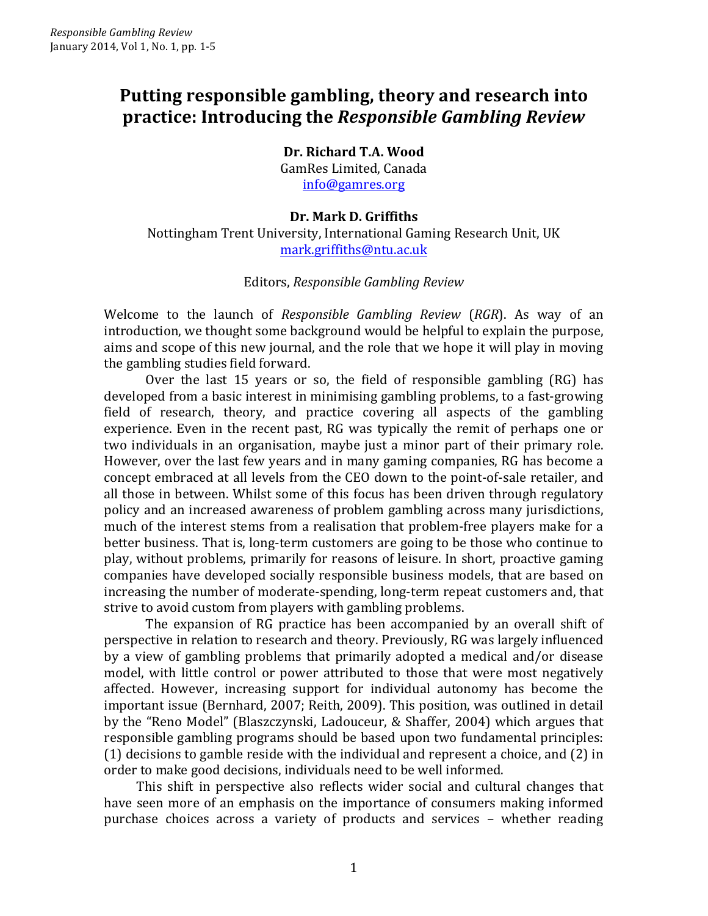# Putting responsible gambling, theory and research into practice: Introducing the *Responsible Gambling Review*

**Dr. Richard T.A. Wood**
GamRes Limited, Canada
info@gamres.org

**Dr. Mark D. Griffiths**
Nottingham Trent University, International Gaming Research Unit, UK
mark.griffiths@ntu.ac.uk

Editors, *Responsible Gambling Review*

Welcome to the launch of *Responsible Gambling Review* (*RGR*). As way of an introduction, we thought some background would be helpful to explain the purpose, aims and scope of this new journal, and the role that we hope it will play in moving the gambling studies field forward.

Over the last 15 years or so, the field of responsible gambling (RG) has developed from a basic interest in minimising gambling problems, to a fast-growing field of research, theory, and practice covering all aspects of the gambling experience. Even in the recent past, RG was typically the remit of perhaps one or two individuals in an organisation, maybe just a minor part of their primary role. However, over the last few years and in many gaming companies, RG has become a concept embraced at all levels from the CEO down to the point-of-sale retailer, and all those in between. Whilst some of this focus has been driven through regulatory policy and an increased awareness of problem gambling across many jurisdictions, much of the interest stems from a realisation that problem-free players make for a better business. That is, long-term customers are going to be those who continue to play, without problems, primarily for reasons of leisure. In short, proactive gaming companies have developed socially responsible business models, that are based on increasing the number of moderate-spending, long-term repeat customers and, that strive to avoid custom from players with gambling problems.

The expansion of RG practice has been accompanied by an overall shift of perspective in relation to research and theory. Previously, RG was largely influenced by a view of gambling problems that primarily adopted a medical and/or disease model, with little control or power attributed to those that were most negatively affected. However, increasing support for individual autonomy has become the important issue (Bernhard, 2007; Reith, 2009). This position, was outlined in detail by the "Reno Model" (Blaszczynski, Ladouceur, & Shaffer, 2004) which argues that responsible gambling programs should be based upon two fundamental principles: (1) decisions to gamble reside with the individual and represent a choice, and (2) in order to make good decisions, individuals need to be well informed.

This shift in perspective also reflects wider social and cultural changes that have seen more of an emphasis on the importance of consumers making informed purchase choices across a variety of products and services – whether reading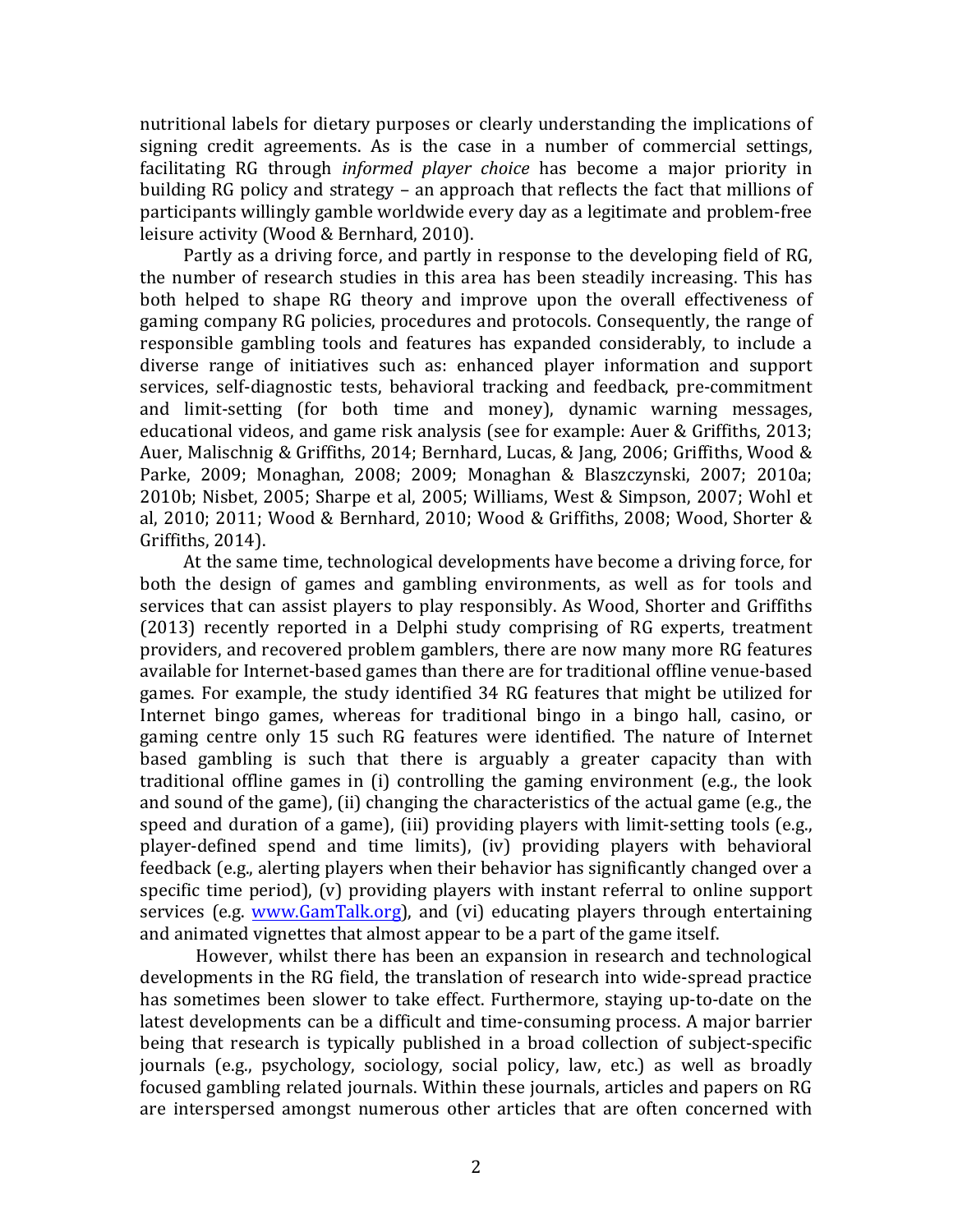nutritional labels for dietary purposes or clearly understanding the implications of signing credit agreements. As is the case in a number of commercial settings, facilitating RG through *informed player choice* has become a major priority in building RG policy and strategy – an approach that reflects the fact that millions of participants willingly gamble worldwide every day as a legitimate and problem-free leisure activity (Wood & Bernhard, 2010).

Partly as a driving force, and partly in response to the developing field of RG, the number of research studies in this area has been steadily increasing. This has both helped to shape RG theory and improve upon the overall effectiveness of gaming company RG policies, procedures and protocols. Consequently, the range of responsible gambling tools and features has expanded considerably, to include a diverse range of initiatives such as: enhanced player information and support services, self-diagnostic tests, behavioral tracking and feedback, pre-commitment and limit-setting (for both time and money), dynamic warning messages, educational videos, and game risk analysis (see for example: Auer & Griffiths, 2013; Auer, Malischnig & Griffiths, 2014; Bernhard, Lucas, & Jang, 2006; Griffiths, Wood & Parke, 2009; Monaghan, 2008; 2009; Monaghan & Blaszczynski, 2007; 2010a; 2010b; Nisbet, 2005; Sharpe et al, 2005; Williams, West & Simpson, 2007; Wohl et al, 2010; 2011; Wood & Bernhard, 2010; Wood & Griffiths, 2008; Wood, Shorter & Griffiths, 2014).

At the same time, technological developments have become a driving force, for both the design of games and gambling environments, as well as for tools and services that can assist players to play responsibly. As Wood, Shorter and Griffiths (2013) recently reported in a Delphi study comprising of RG experts, treatment providers, and recovered problem gamblers, there are now many more RG features available for Internet-based games than there are for traditional offline venue-based games. For example, the study identified 34 RG features that might be utilized for Internet bingo games, whereas for traditional bingo in a bingo hall, casino, or gaming centre only 15 such RG features were identified. The nature of Internet based gambling is such that there is arguably a greater capacity than with traditional offline games in (i) controlling the gaming environment (e.g., the look and sound of the game), (ii) changing the characteristics of the actual game (e.g., the speed and duration of a game), (iii) providing players with limit-setting tools (e.g., player-defined spend and time limits), (iv) providing players with behavioral feedback (e.g., alerting players when their behavior has significantly changed over a specific time period), (v) providing players with instant referral to online support services (e.g. www.GamTalk.org), and (vi) educating players through entertaining and animated vignettes that almost appear to be a part of the game itself.

However, whilst there has been an expansion in research and technological developments in the RG field, the translation of research into wide-spread practice has sometimes been slower to take effect. Furthermore, staying up-to-date on the latest developments can be a difficult and time-consuming process. A major barrier being that research is typically published in a broad collection of subject-specific journals (e.g., psychology, sociology, social policy, law, etc.) as well as broadly focused gambling related journals. Within these journals, articles and papers on RG are interspersed amongst numerous other articles that are often concerned with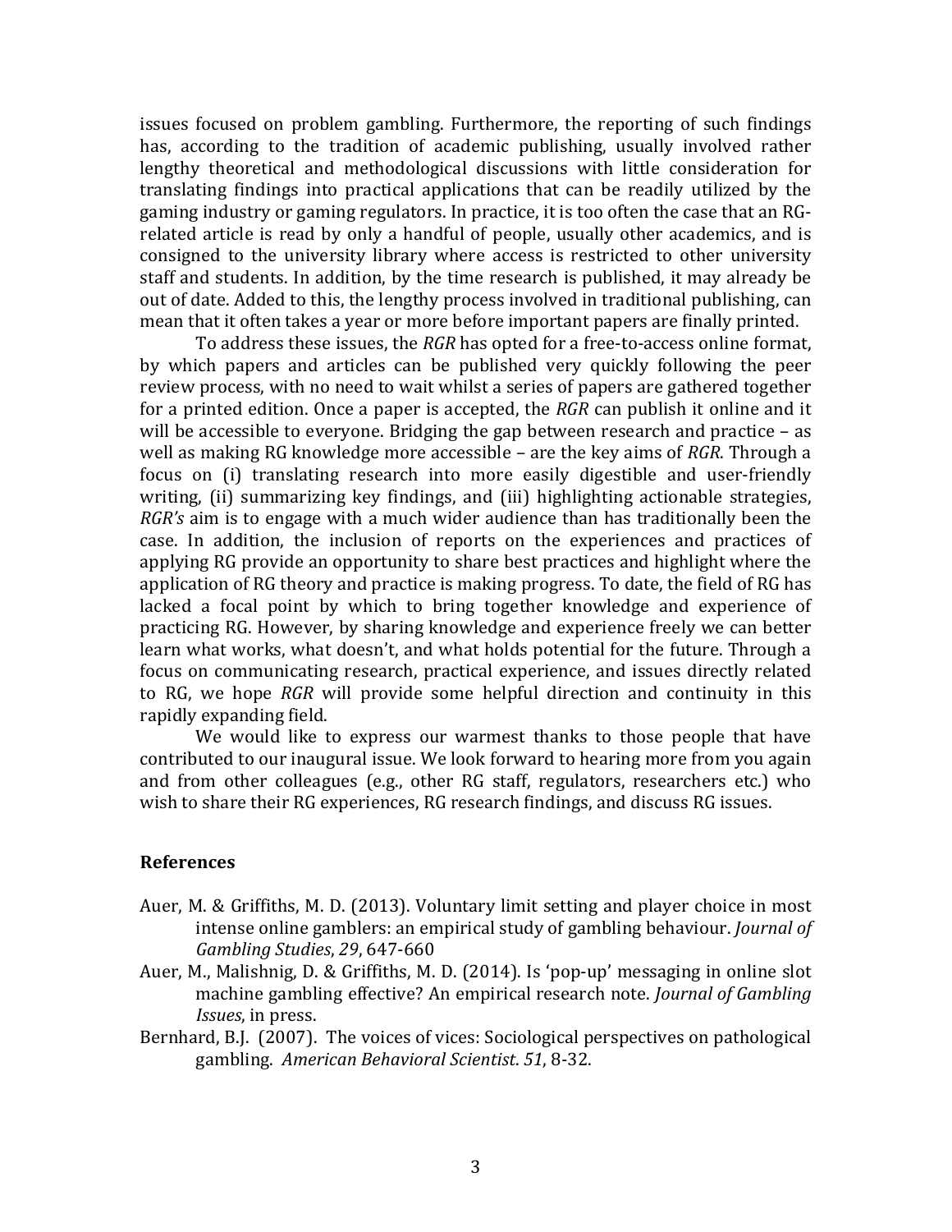issues focused on problem gambling. Furthermore, the reporting of such findings has, according to the tradition of academic publishing, usually involved rather lengthy theoretical and methodological discussions with little consideration for translating findings into practical applications that can be readily utilized by the gaming industry or gaming regulators. In practice, it is too often the case that an RG-related article is read by only a handful of people, usually other academics, and is consigned to the university library where access is restricted to other university staff and students. In addition, by the time research is published, it may already be out of date. Added to this, the lengthy process involved in traditional publishing, can mean that it often takes a year or more before important papers are finally printed.

To address these issues, the *RGR* has opted for a free-to-access online format, by which papers and articles can be published very quickly following the peer review process, with no need to wait whilst a series of papers are gathered together for a printed edition. Once a paper is accepted, the *RGR* can publish it online and it will be accessible to everyone. Bridging the gap between research and practice – as well as making RG knowledge more accessible – are the key aims of *RGR*. Through a focus on (i) translating research into more easily digestible and user-friendly writing, (ii) summarizing key findings, and (iii) highlighting actionable strategies, *RGR's* aim is to engage with a much wider audience than has traditionally been the case. In addition, the inclusion of reports on the experiences and practices of applying RG provide an opportunity to share best practices and highlight where the application of RG theory and practice is making progress. To date, the field of RG has lacked a focal point by which to bring together knowledge and experience of practicing RG. However, by sharing knowledge and experience freely we can better learn what works, what doesn't, and what holds potential for the future. Through a focus on communicating research, practical experience, and issues directly related to RG, we hope *RGR* will provide some helpful direction and continuity in this rapidly expanding field.

We would like to express our warmest thanks to those people that have contributed to our inaugural issue. We look forward to hearing more from you again and from other colleagues (e.g., other RG staff, regulators, researchers etc.) who wish to share their RG experiences, RG research findings, and discuss RG issues.

### References

Auer, M. & Griffiths, M. D. (2013). Voluntary limit setting and player choice in most intense online gamblers: an empirical study of gambling behaviour. *Journal of Gambling Studies*, *29*, 647-660

Auer, M., Malishnig, D. & Griffiths, M. D. (2014). Is 'pop-up' messaging in online slot machine gambling effective? An empirical research note. *Journal of Gambling Issues*, in press.

Bernhard, B.J. (2007). The voices of vices: Sociological perspectives on pathological gambling. *American Behavioral Scientist*. *51*, 8-32.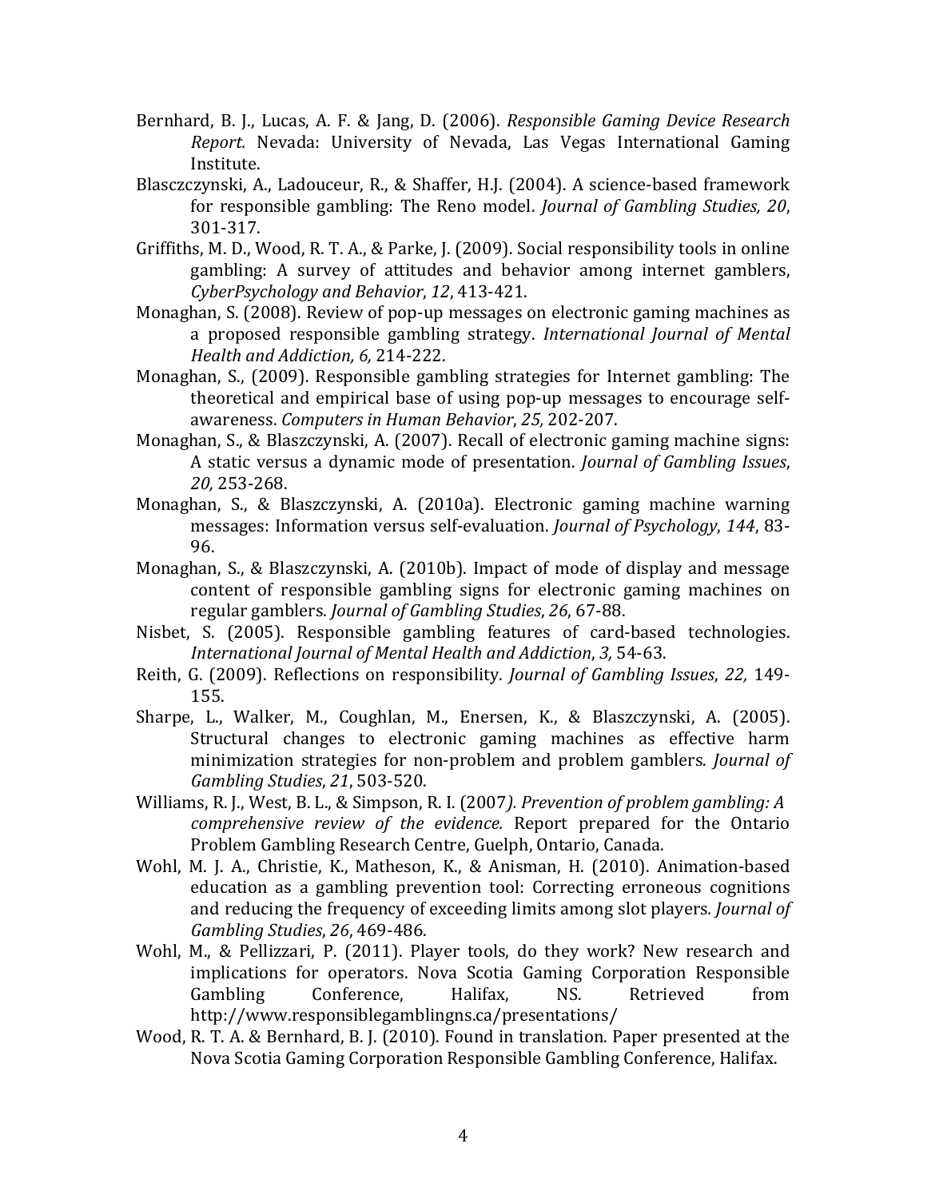Bernhard, B. J., Lucas, A. F. & Jang, D. (2006). *Responsible Gaming Device Research Report.* Nevada: University of Nevada, Las Vegas International Gaming Institute.

Blascczynski, A., Ladouceur, R., & Shaffer, H.J. (2004). A science-based framework for responsible gambling: The Reno model. *Journal of Gambling Studies, 20*, 301-317.

Griffiths, M. D., Wood, R. T. A., & Parke, J. (2009). Social responsibility tools in online gambling: A survey of attitudes and behavior among internet gamblers, *CyberPsychology and Behavior*, *12*, 413-421.

Monaghan, S. (2008). Review of pop-up messages on electronic gaming machines as a proposed responsible gambling strategy. *International Journal of Mental Health and Addiction, 6,* 214-222.

Monaghan, S., (2009). Responsible gambling strategies for Internet gambling: The theoretical and empirical base of using pop-up messages to encourage self-awareness. *Computers in Human Behavior*, *25,* 202-207.

Monaghan, S., & Blaszczynski, A. (2007). Recall of electronic gaming machine signs: A static versus a dynamic mode of presentation. *Journal of Gambling Issues*, *20,* 253-268.

Monaghan, S., & Blaszczynski, A. (2010a). Electronic gaming machine warning messages: Information versus self-evaluation. *Journal of Psychology*, *144*, 83-96.

Monaghan, S., & Blaszczynski, A. (2010b). Impact of mode of display and message content of responsible gambling signs for electronic gaming machines on regular gamblers. *Journal of Gambling Studies*, *26*, 67-88.

Nisbet, S. (2005). Responsible gambling features of card-based technologies. *International Journal of Mental Health and Addiction*, *3,* 54-63.

Reith, G. (2009). Reflections on responsibility. *Journal of Gambling Issues*, *22,* 149-155.

Sharpe, L., Walker, M., Coughlan, M., Enersen, K., & Blaszczynski, A. (2005). Structural changes to electronic gaming machines as effective harm minimization strategies for non-problem and problem gamblers. *Journal of Gambling Studies*, *21*, 503-520.

Williams, R. J., West, B. L., & Simpson, R. I. (2007*). Prevention of problem gambling: A comprehensive review of the evidence.* Report prepared for the Ontario Problem Gambling Research Centre, Guelph, Ontario, Canada.

Wohl, M. J. A., Christie, K., Matheson, K., & Anisman, H. (2010). Animation-based education as a gambling prevention tool: Correcting erroneous cognitions and reducing the frequency of exceeding limits among slot players*. Journal of Gambling Studies*, *26*, 469-486.

Wohl, M., & Pellizzari, P. (2011). Player tools, do they work? New research and implications for operators. Nova Scotia Gaming Corporation Responsible Gambling Conference, Halifax, NS. Retrieved from http://www.responsiblegamblingns.ca/presentations/

Wood, R. T. A. & Bernhard, B. J. (2010). Found in translation. Paper presented at the Nova Scotia Gaming Corporation Responsible Gambling Conference, Halifax.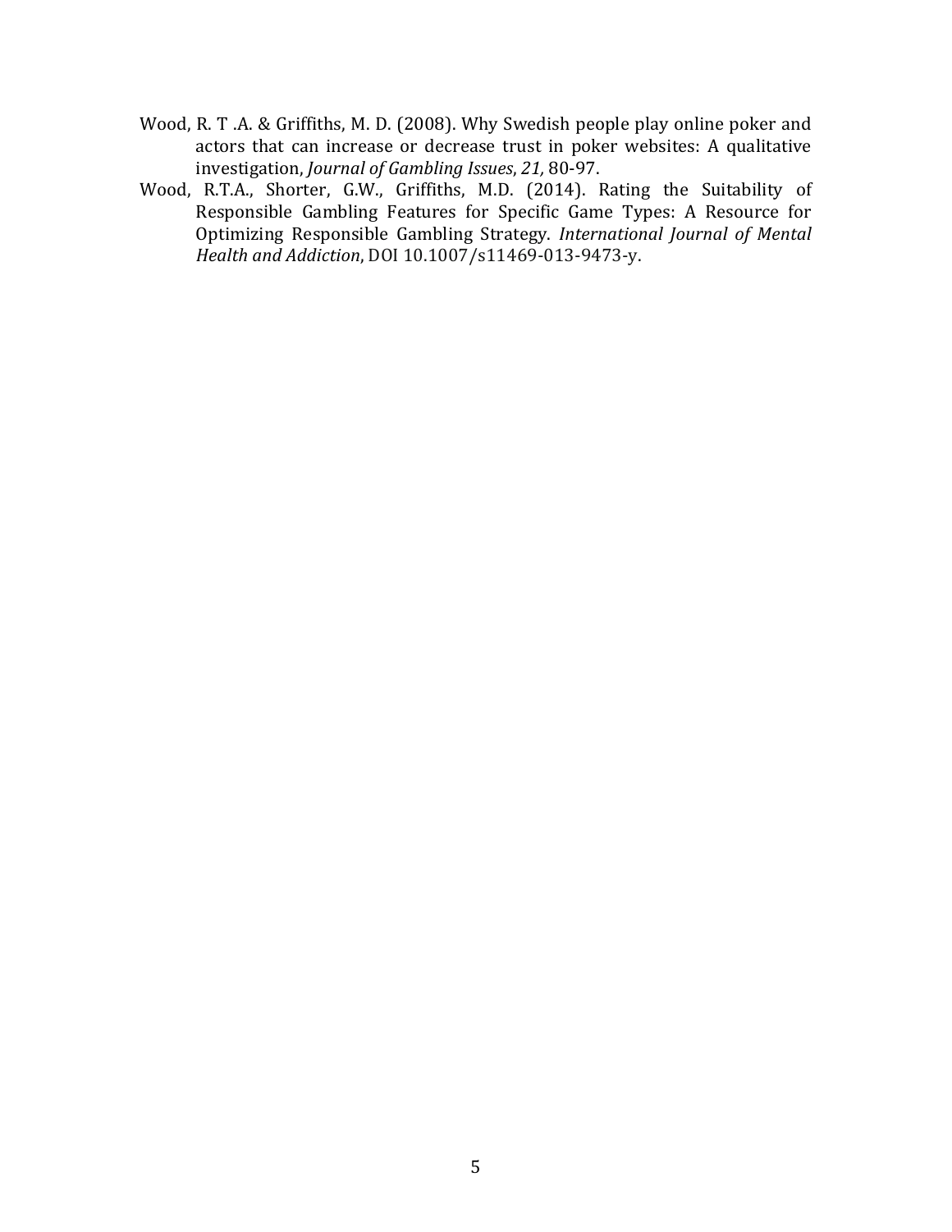Wood, R. T .A. & Griffiths, M. D. (2008). Why Swedish people play online poker and actors that can increase or decrease trust in poker websites: A qualitative investigation, *Journal of Gambling Issues*, *21,* 80-97.

Wood, R.T.A., Shorter, G.W., Griffiths, M.D. (2014). Rating the Suitability of Responsible Gambling Features for Specific Game Types: A Resource for Optimizing Responsible Gambling Strategy. *International Journal of Mental Health and Addiction*, DOI 10.1007/s11469-013-9473-y.